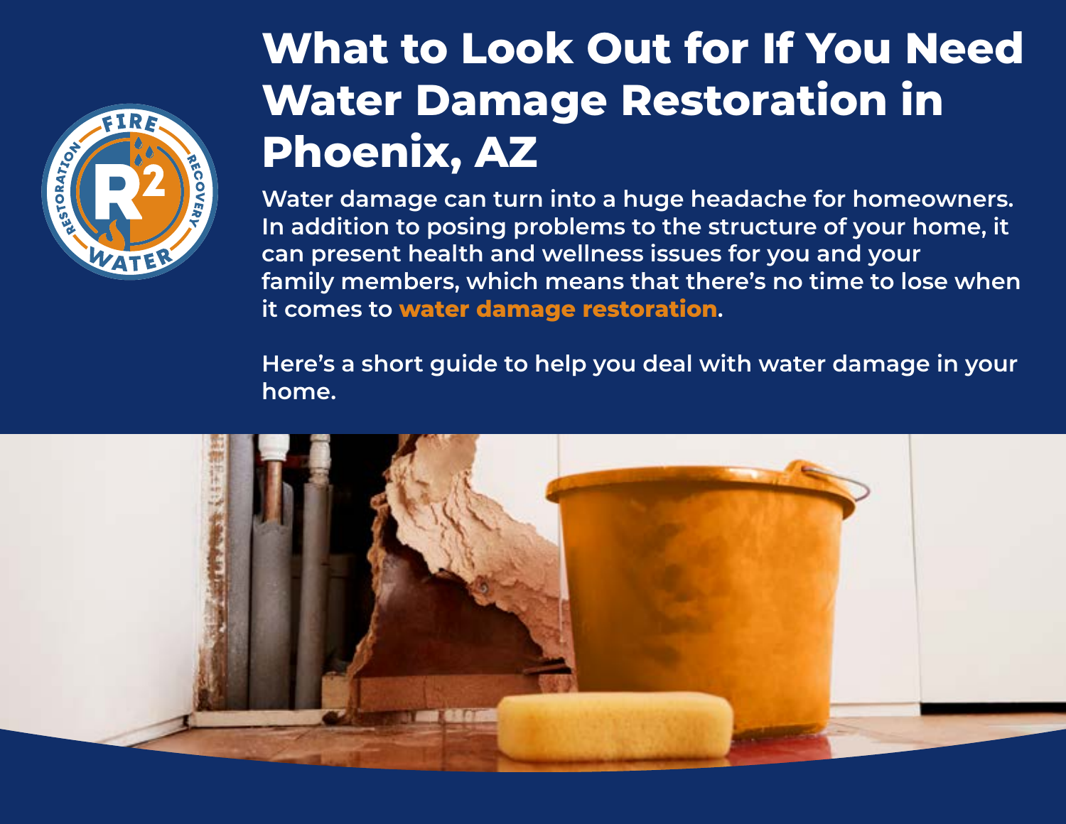# What to Look Out for If You Need Water Damage Restoration in Phoenix, AZ

Water damage can turn into a huge headache for homeowners. In addition to posing problems to the structure of your home, it can present health and wellness issues for you and your family members, which means that there's no time to lose when it comes to **water damage restoration**.

Here's a short guide to help you deal with water damage in your home.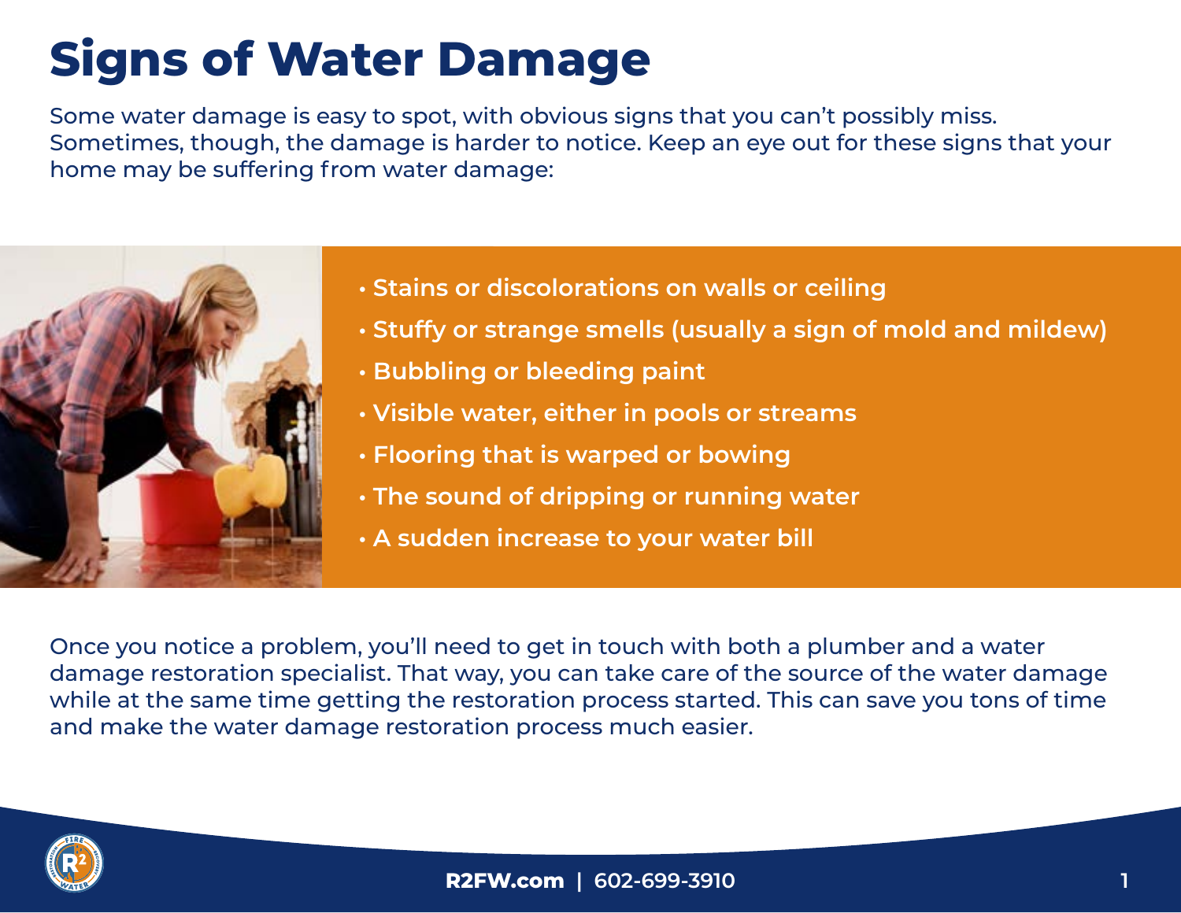# Signs of Water Damage

Some water damage is easy to spot, with obvious signs that you can't possibly miss. Sometimes, though, the damage is harder to notice. Keep an eye out for these signs that your home may be suffering from water damage:

- Stains or discolorations on walls or ceiling
- Stuffy or strange smells (usually a sign of mold and mildew)
- Bubbling or bleeding paint
- Visible water, either in pools or streams
- Flooring that is warped or bowing
- The sound of dripping or running water
- A sudden increase to your water bill

Once you notice a problem, you'll need to get in touch with both a plumber and a water damage restoration specialist. That way, you can take care of the source of the water damage while at the same time getting the restoration process started. This can save you tons of time and make the water damage restoration process much easier.

**R2FW.com | 602-699-3910**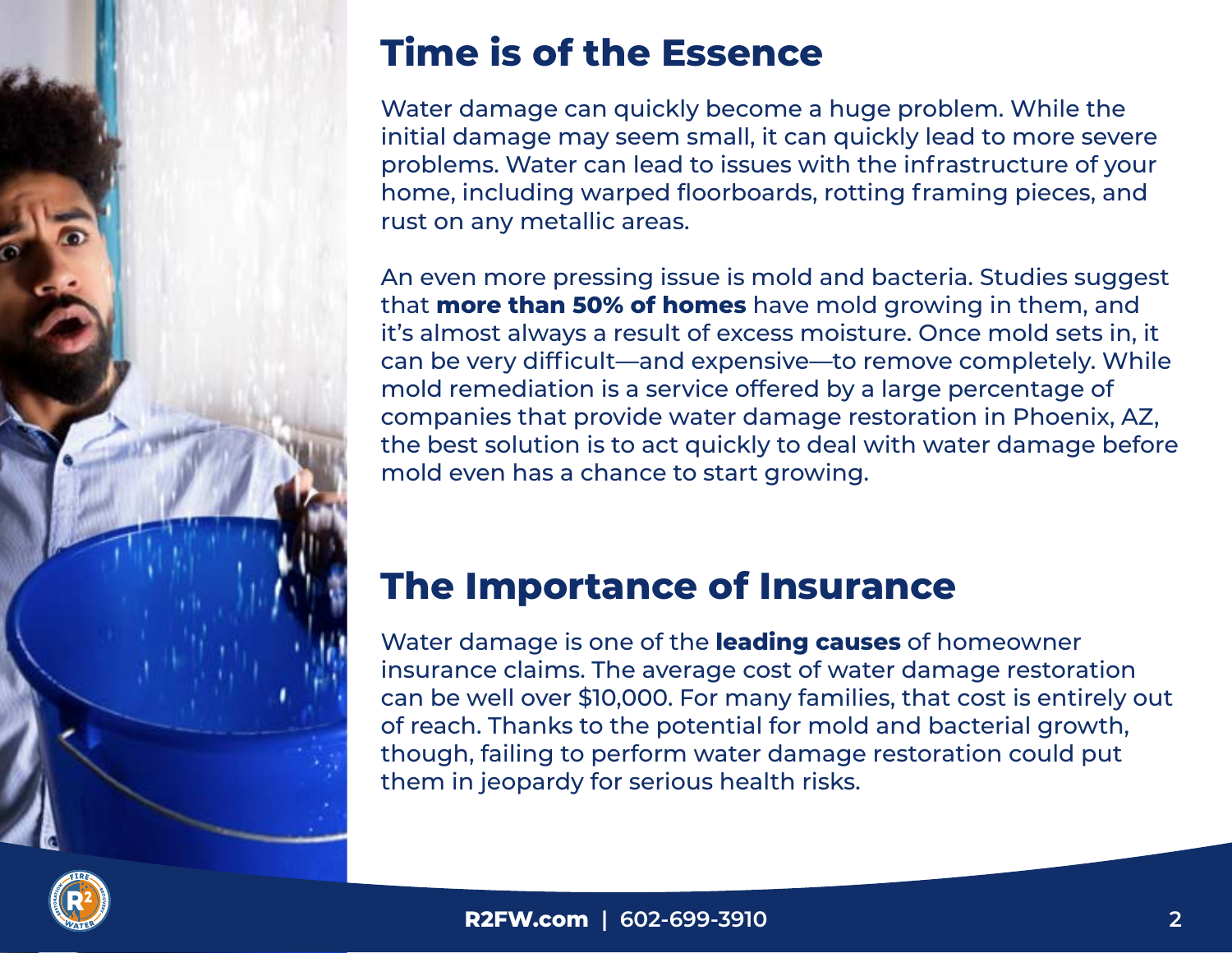## Time is of the Essence

Water damage can quickly become a huge problem. While the initial damage may seem small, it can quickly lead to more severe problems. Water can lead to issues with the infrastructure of your home, including warped floorboards, rotting framing pieces, and rust on any metallic areas.

An even more pressing issue is mold and bacteria. Studies suggest that **more than 50% of homes** have mold growing in them, and it's almost always a result of excess moisture. Once mold sets in, it can be very difficult—and expensive—to remove completely. While mold remediation is a service offered by a large percentage of companies that provide water damage restoration in Phoenix, AZ, the best solution is to act quickly to deal with water damage before mold even has a chance to start growing.

## The Importance of Insurance

Water damage is one of the **leading causes** of homeowner insurance claims. The average cost of water damage restoration can be well over $10,000. For many families, that cost is entirely out of reach. Thanks to the potential for mold and bacterial growth, though, failing to perform water damage restoration could put them in jeopardy for serious health risks.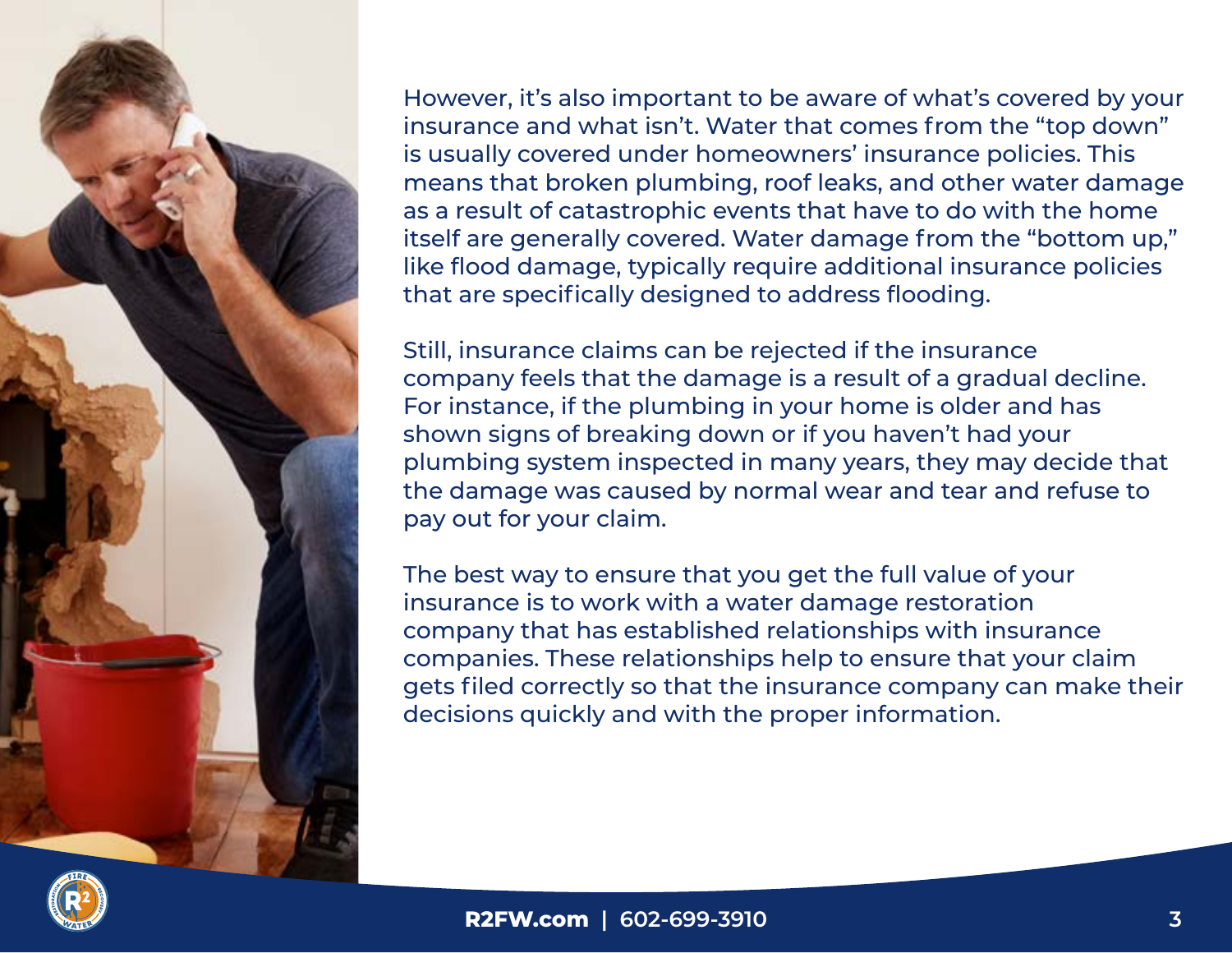However, it's also important to be aware of what's covered by your insurance and what isn't. Water that comes from the "top down" is usually covered under homeowners' insurance policies. This means that broken plumbing, roof leaks, and other water damage as a result of catastrophic events that have to do with the home itself are generally covered. Water damage from the "bottom up," like flood damage, typically require additional insurance policies that are specifically designed to address flooding.

Still, insurance claims can be rejected if the insurance company feels that the damage is a result of a gradual decline. For instance, if the plumbing in your home is older and has shown signs of breaking down or if you haven't had your plumbing system inspected in many years, they may decide that the damage was caused by normal wear and tear and refuse to pay out for your claim.

The best way to ensure that you get the full value of your insurance is to work with a water damage restoration company that has established relationships with insurance companies. These relationships help to ensure that your claim gets filed correctly so that the insurance company can make their decisions quickly and with the proper information.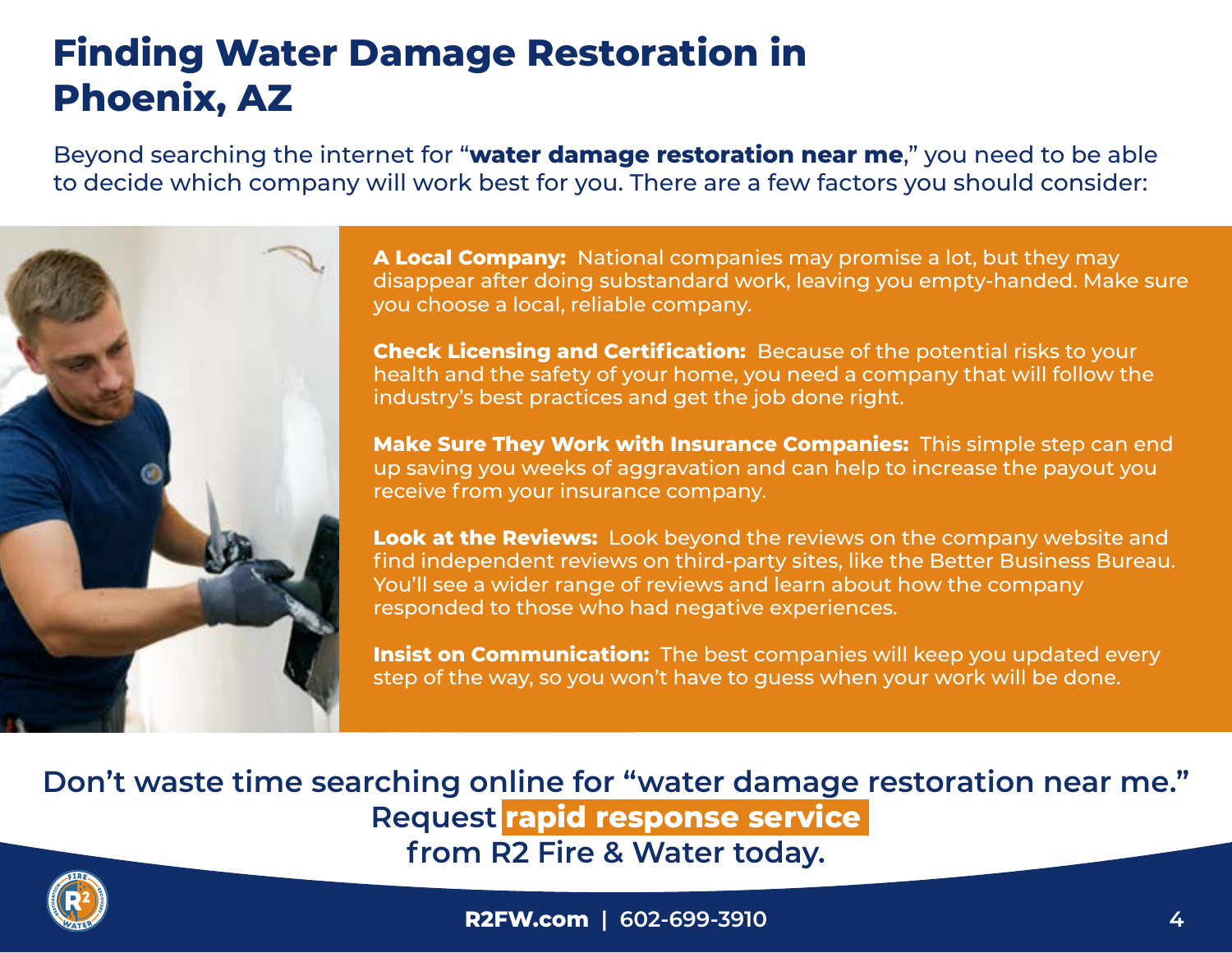# Finding Water Damage Restoration in Phoenix, AZ

Beyond searching the internet for "**water damage restoration near me**," you need to be able to decide which company will work best for you. There are a few factors you should consider:

**A Local Company:** National companies may promise a lot, but they may disappear after doing substandard work, leaving you empty-handed. Make sure you choose a local, reliable company.

**Check Licensing and Certification:** Because of the potential risks to your health and the safety of your home, you need a company that will follow the industry's best practices and get the job done right.

**Make Sure They Work with Insurance Companies:** This simple step can end up saving you weeks of aggravation and can help to increase the payout you receive from your insurance company.

**Look at the Reviews:** Look beyond the reviews on the company website and find independent reviews on third-party sites, like the Better Business Bureau. You'll see a wider range of reviews and learn about how the company responded to those who had negative experiences.

**Insist on Communication:** The best companies will keep you updated every step of the way, so you won't have to guess when your work will be done.

**Don't waste time searching online for "water damage restoration near me." Request rapid response service from R2 Fire & Water today.**

**R2FW.com | 602-699-3910**